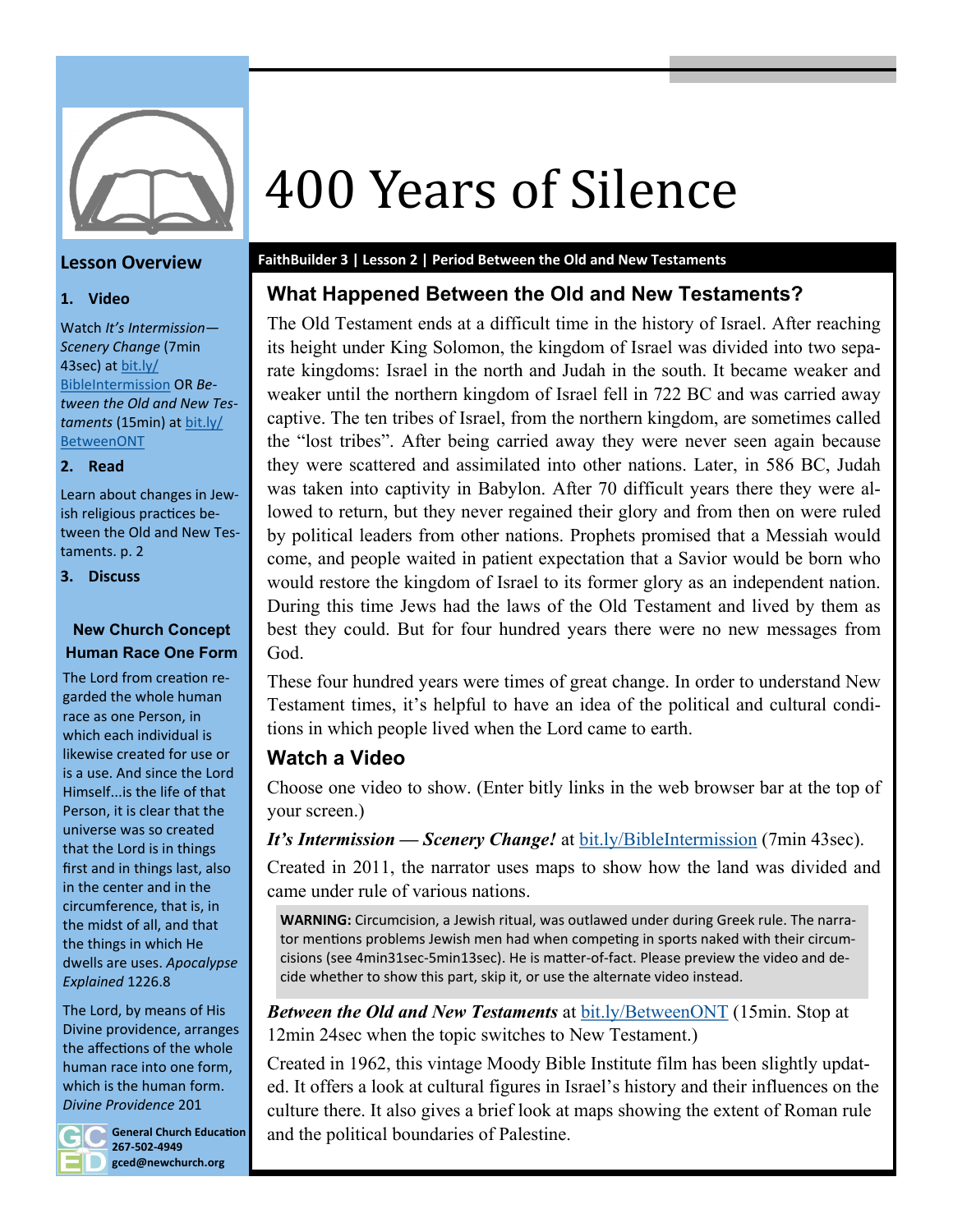# 400 Years of Silence

**FaithBuilder 3 | Lesson 2 | Period Between the Old and New Testaments**

## What Happened Between the Old and New Testaments?

The Old Testament ends at a difficult time in the history of Israel. After reaching its height under King Solomon, the kingdom of Israel was divided into two separate kingdoms: Israel in the north and Judah in the south. It became weaker and weaker until the northern kingdom of Israel fell in 722 BC and was carried away captive. The ten tribes of Israel, from the northern kingdom, are sometimes called the "lost tribes". After being carried away they were never seen again because they were scattered and assimilated into other nations. Later, in 586 BC, Judah was taken into captivity in Babylon. After 70 difficult years there they were allowed to return, but they never regained their glory and from then on were ruled by political leaders from other nations. Prophets promised that a Messiah would come, and people waited in patient expectation that a Savior would be born who would restore the kingdom of Israel to its former glory as an independent nation. During this time Jews had the laws of the Old Testament and lived by them as best they could. But for four hundred years there were no new messages from God.

These four hundred years were times of great change. In order to understand New Testament times, it's helpful to have an idea of the political and cultural conditions in which people lived when the Lord came to earth.

## Watch a Video

Choose one video to show. (Enter bitly links in the web browser bar at the top of your screen.)

***It's Intermission — Scenery Change!*** at bit.ly/BibleIntermission (7min 43sec).

Created in 2011, the narrator uses maps to show how the land was divided and came under rule of various nations.

> **WARNING:** Circumcision, a Jewish ritual, was outlawed under during Greek rule. The narrator mentions problems Jewish men had when competing in sports naked with their circumcisions (see 4min31sec-5min13sec). He is matter-of-fact. Please preview the video and decide whether to show this part, skip it, or use the alternate video instead.

***Between the Old and New Testaments*** at bit.ly/BetweenONT (15min. Stop at 12min 24sec when the topic switches to New Testament.)

Created in 1962, this vintage Moody Bible Institute film has been slightly updated. It offers a look at cultural figures in Israel's history and their influences on the culture there. It also gives a brief look at maps showing the extent of Roman rule and the political boundaries of Palestine.

---

### Lesson Overview

1. **Video**

   Watch *It's Intermission—Scenery Change* (7min 43sec) at bit.ly/BibleIntermission OR *Between the Old and New Testaments* (15min) at bit.ly/BetweenONT

2. **Read**

   Learn about changes in Jewish religious practices between the Old and New Testaments. p. 2

3. **Discuss**

### New Church Concept
### Human Race One Form

The Lord from creation regarded the whole human race as one Person, in which each individual is likewise created for use or is a use. And since the Lord Himself...is the life of that Person, it is clear that the universe was so created that the Lord is in things first and in things last, also in the center and in the circumference, that is, in the midst of all, and that the things in which He dwells are uses. *Apocalypse Explained* 1226.8

The Lord, by means of His Divine providence, arranges the affections of the whole human race into one form, which is the human form. *Divine Providence* 201

**General Church Education**
**267-502-4949**
**gced@newchurch.org**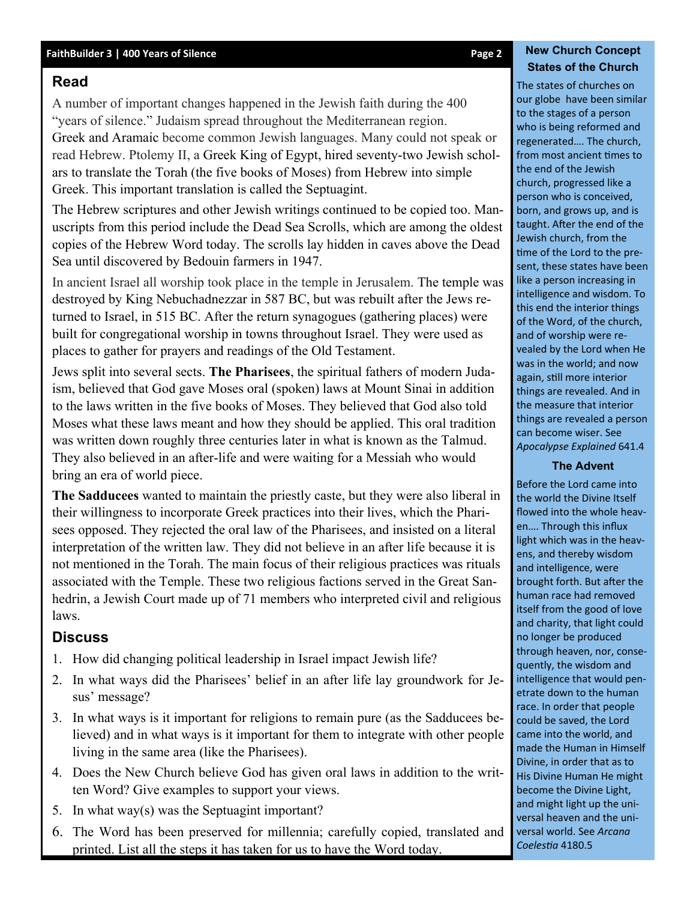## Read

A number of important changes happened in the Jewish faith during the 400 "years of silence." Judaism spread throughout the Mediterranean region. Greek and Aramaic become common Jewish languages. Many could not speak or read Hebrew. Ptolemy II, a Greek King of Egypt, hired seventy-two Jewish scholars to translate the Torah (the five books of Moses) from Hebrew into simple Greek. This important translation is called the Septuagint.

The Hebrew scriptures and other Jewish writings continued to be copied too. Manuscripts from this period include the Dead Sea Scrolls, which are among the oldest copies of the Hebrew Word today. The scrolls lay hidden in caves above the Dead Sea until discovered by Bedouin farmers in 1947.

In ancient Israel all worship took place in the temple in Jerusalem. The temple was destroyed by King Nebuchadnezzar in 587 BC, but was rebuilt after the Jews returned to Israel, in 515 BC. After the return synagogues (gathering places) were built for congregational worship in towns throughout Israel. They were used as places to gather for prayers and readings of the Old Testament.

Jews split into several sects. **The Pharisees**, the spiritual fathers of modern Judaism, believed that God gave Moses oral (spoken) laws at Mount Sinai in addition to the laws written in the five books of Moses. They believed that God also told Moses what these laws meant and how they should be applied. This oral tradition was written down roughly three centuries later in what is known as the Talmud. They also believed in an after-life and were waiting for a Messiah who would bring an era of world piece.

**The Sadducees** wanted to maintain the priestly caste, but they were also liberal in their willingness to incorporate Greek practices into their lives, which the Pharisees opposed. They rejected the oral law of the Pharisees, and insisted on a literal interpretation of the written law. They did not believe in an after life because it is not mentioned in the Torah. The main focus of their religious practices was rituals associated with the Temple. These two religious factions served in the Great Sanhedrin, a Jewish Court made up of 71 members who interpreted civil and religious laws.

## Discuss

1. How did changing political leadership in Israel impact Jewish life?
2. In what ways did the Pharisees' belief in an after life lay groundwork for Jesus' message?
3. In what ways is it important for religions to remain pure (as the Sadducees believed) and in what ways is it important for them to integrate with other people living in the same area (like the Pharisees).
4. Does the New Church believe God has given oral laws in addition to the written Word? Give examples to support your views.
5. In what way(s) was the Septuagint important?
6. The Word has been preserved for millennia; carefully copied, translated and printed. List all the steps it has taken for us to have the Word today.

### New Church Concept

### States of the Church

The states of churches on our globe have been similar to the stages of a person who is being reformed and regenerated…. The church, from most ancient times to the end of the Jewish church, progressed like a person who is conceived, born, and grows up, and is taught. After the end of the Jewish church, from the time of the Lord to the present, these states have been like a person increasing in intelligence and wisdom. To this end the interior things of the Word, of the church, and of worship were revealed by the Lord when He was in the world; and now again, still more interior things are revealed. And in the measure that interior things are revealed a person can become wiser. See *Apocalypse Explained* 641.4

### The Advent

Before the Lord came into the world the Divine Itself flowed into the whole heaven…. Through this influx light which was in the heavens, and thereby wisdom and intelligence, were brought forth. But after the human race had removed itself from the good of love and charity, that light could no longer be produced through heaven, nor, consequently, the wisdom and intelligence that would penetrate down to the human race. In order that people could be saved, the Lord came into the world, and made the Human in Himself Divine, in order that as to His Divine Human He might become the Divine Light, and might light up the universal heaven and the universal world. See *Arcana Coelestia* 4180.5